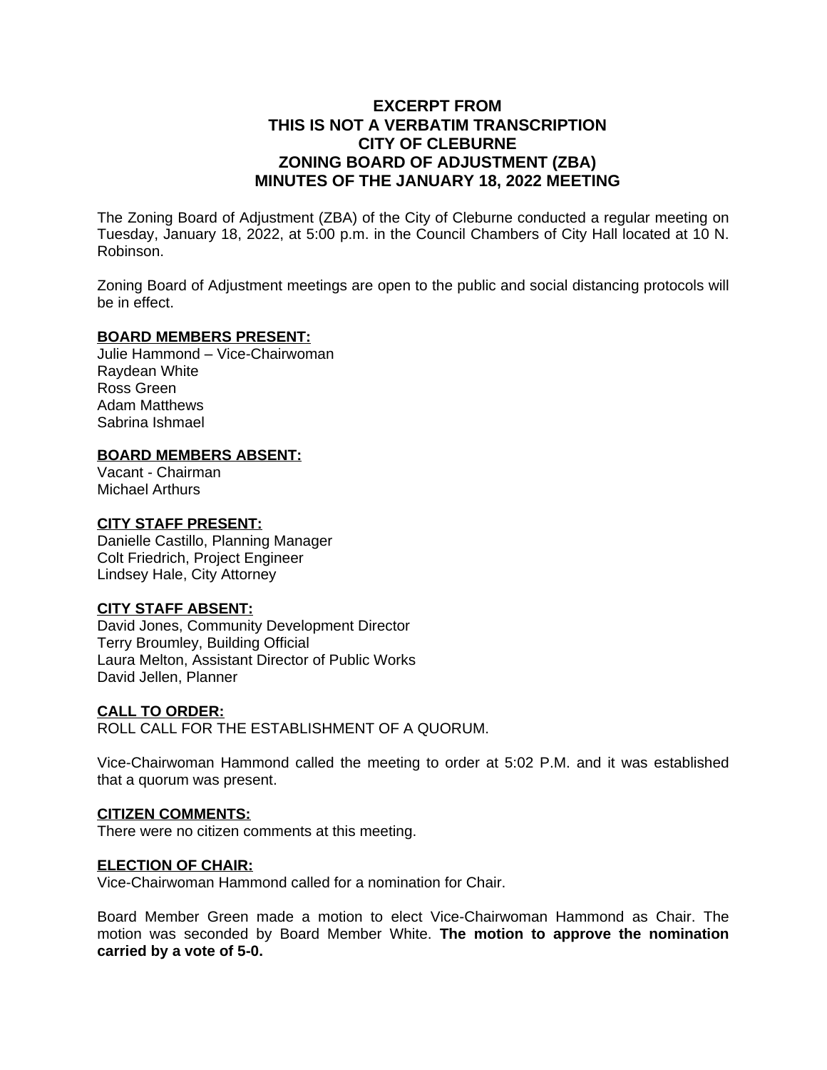# EXCERPT FROM
# THIS IS NOT A VERBATIM TRANSCRIPTION
# CITY OF CLEBURNE
# ZONING BOARD OF ADJUSTMENT (ZBA)
# MINUTES OF THE JANUARY 18, 2022 MEETING

The Zoning Board of Adjustment (ZBA) of the City of Cleburne conducted a regular meeting on Tuesday, January 18, 2022, at 5:00 p.m. in the Council Chambers of City Hall located at 10 N. Robinson.

Zoning Board of Adjustment meetings are open to the public and social distancing protocols will be in effect.

**BOARD MEMBERS PRESENT:**
Julie Hammond – Vice-Chairwoman
Raydean White
Ross Green
Adam Matthews
Sabrina Ishmael

**BOARD MEMBERS ABSENT:**
Vacant - Chairman
Michael Arthurs

**CITY STAFF PRESENT:**
Danielle Castillo, Planning Manager
Colt Friedrich, Project Engineer
Lindsey Hale, City Attorney

**CITY STAFF ABSENT:**
David Jones, Community Development Director
Terry Broumley, Building Official
Laura Melton, Assistant Director of Public Works
David Jellen, Planner

**CALL TO ORDER:**
ROLL CALL FOR THE ESTABLISHMENT OF A QUORUM.

Vice-Chairwoman Hammond called the meeting to order at 5:02 P.M. and it was established that a quorum was present.

**CITIZEN COMMENTS:**
There were no citizen comments at this meeting.

**ELECTION OF CHAIR:**
Vice-Chairwoman Hammond called for a nomination for Chair.

Board Member Green made a motion to elect Vice-Chairwoman Hammond as Chair. The motion was seconded by Board Member White. **The motion to approve the nomination carried by a vote of 5-0.**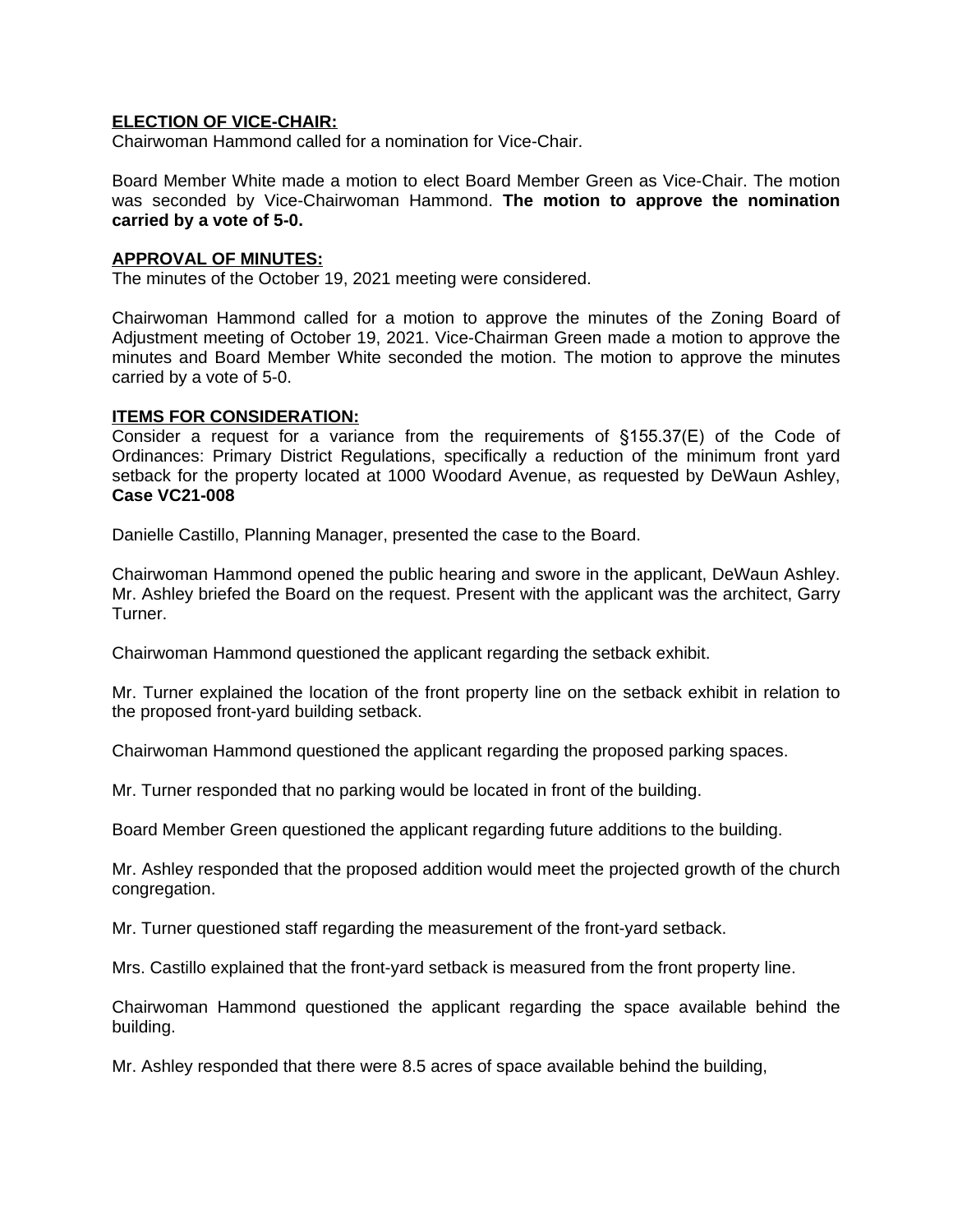**ELECTION OF VICE-CHAIR:**
Chairwoman Hammond called for a nomination for Vice-Chair.

Board Member White made a motion to elect Board Member Green as Vice-Chair. The motion was seconded by Vice-Chairwoman Hammond. **The motion to approve the nomination carried by a vote of 5-0.**

**APPROVAL OF MINUTES:**
The minutes of the October 19, 2021 meeting were considered.

Chairwoman Hammond called for a motion to approve the minutes of the Zoning Board of Adjustment meeting of October 19, 2021. Vice-Chairman Green made a motion to approve the minutes and Board Member White seconded the motion. The motion to approve the minutes carried by a vote of 5-0.

**ITEMS FOR CONSIDERATION:**
Consider a request for a variance from the requirements of §155.37(E) of the Code of Ordinances: Primary District Regulations, specifically a reduction of the minimum front yard setback for the property located at 1000 Woodard Avenue, as requested by DeWaun Ashley, **Case VC21-008**

Danielle Castillo, Planning Manager, presented the case to the Board.

Chairwoman Hammond opened the public hearing and swore in the applicant, DeWaun Ashley. Mr. Ashley briefed the Board on the request. Present with the applicant was the architect, Garry Turner.

Chairwoman Hammond questioned the applicant regarding the setback exhibit.

Mr. Turner explained the location of the front property line on the setback exhibit in relation to the proposed front-yard building setback.

Chairwoman Hammond questioned the applicant regarding the proposed parking spaces.

Mr. Turner responded that no parking would be located in front of the building.

Board Member Green questioned the applicant regarding future additions to the building.

Mr. Ashley responded that the proposed addition would meet the projected growth of the church congregation.

Mr. Turner questioned staff regarding the measurement of the front-yard setback.

Mrs. Castillo explained that the front-yard setback is measured from the front property line.

Chairwoman Hammond questioned the applicant regarding the space available behind the building.

Mr. Ashley responded that there were 8.5 acres of space available behind the building,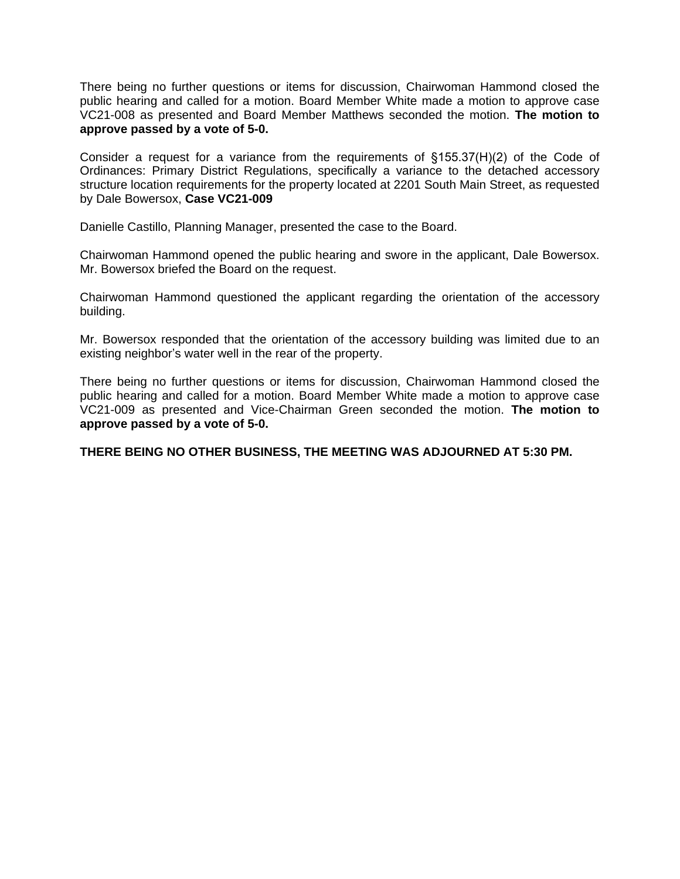There being no further questions or items for discussion, Chairwoman Hammond closed the public hearing and called for a motion. Board Member White made a motion to approve case VC21-008 as presented and Board Member Matthews seconded the motion. **The motion to approve passed by a vote of 5-0.**

Consider a request for a variance from the requirements of §155.37(H)(2) of the Code of Ordinances: Primary District Regulations, specifically a variance to the detached accessory structure location requirements for the property located at 2201 South Main Street, as requested by Dale Bowersox, **Case VC21-009**

Danielle Castillo, Planning Manager, presented the case to the Board.

Chairwoman Hammond opened the public hearing and swore in the applicant, Dale Bowersox. Mr. Bowersox briefed the Board on the request.

Chairwoman Hammond questioned the applicant regarding the orientation of the accessory building.

Mr. Bowersox responded that the orientation of the accessory building was limited due to an existing neighbor's water well in the rear of the property.

There being no further questions or items for discussion, Chairwoman Hammond closed the public hearing and called for a motion. Board Member White made a motion to approve case VC21-009 as presented and Vice-Chairman Green seconded the motion. **The motion to approve passed by a vote of 5-0.**

**THERE BEING NO OTHER BUSINESS, THE MEETING WAS ADJOURNED AT 5:30 PM.**